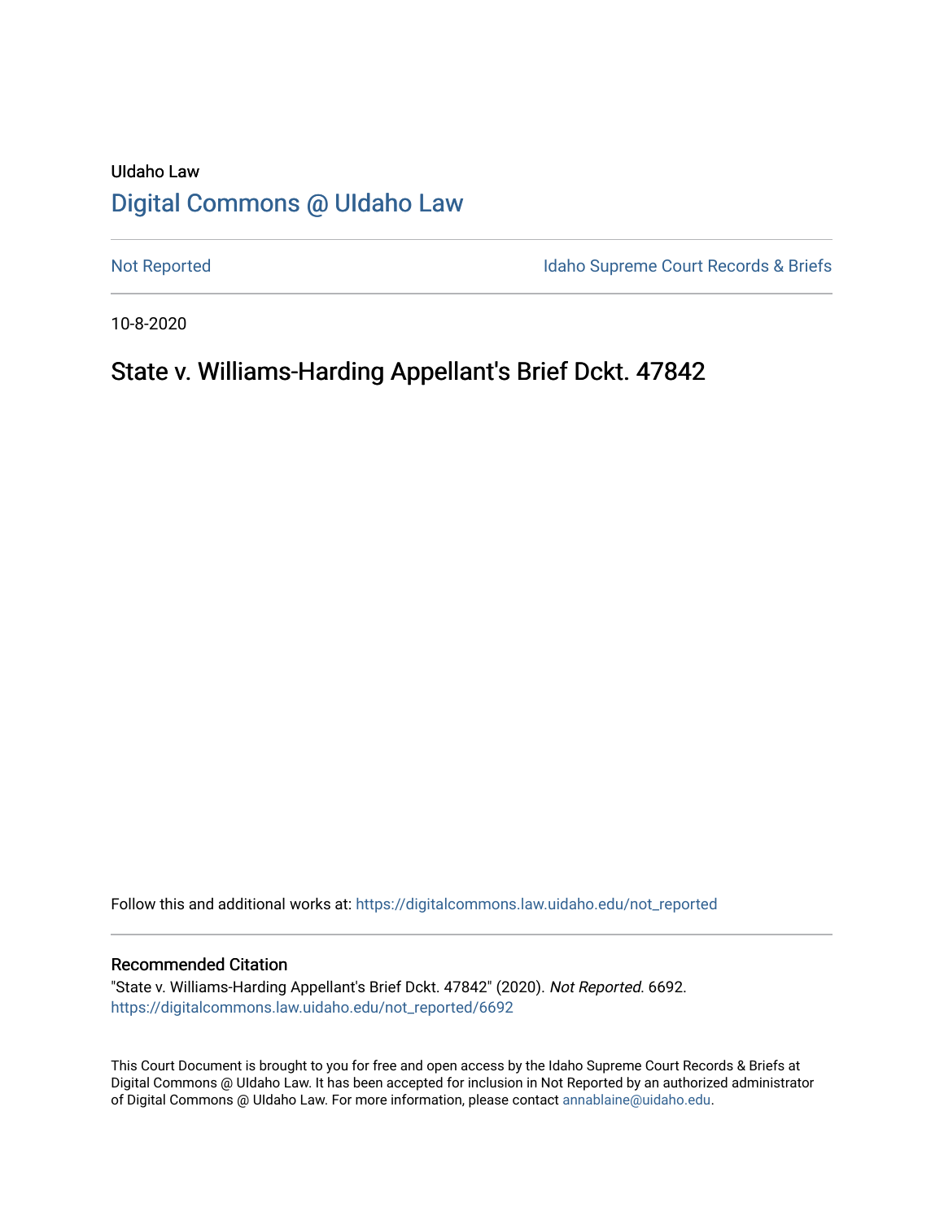UIdaho Law

# Digital Commons @ UIdaho Law

Not Reported

Idaho Supreme Court Records & Briefs

10-8-2020

## State v. Williams-Harding Appellant's Brief Dckt. 47842

Follow this and additional works at: https://digitalcommons.law.uidaho.edu/not_reported

### Recommended Citation

"State v. Williams-Harding Appellant's Brief Dckt. 47842" (2020). *Not Reported*. 6692.
https://digitalcommons.law.uidaho.edu/not_reported/6692

This Court Document is brought to you for free and open access by the Idaho Supreme Court Records & Briefs at Digital Commons @ UIdaho Law. It has been accepted for inclusion in Not Reported by an authorized administrator of Digital Commons @ UIdaho Law. For more information, please contact annablaine@uidaho.edu.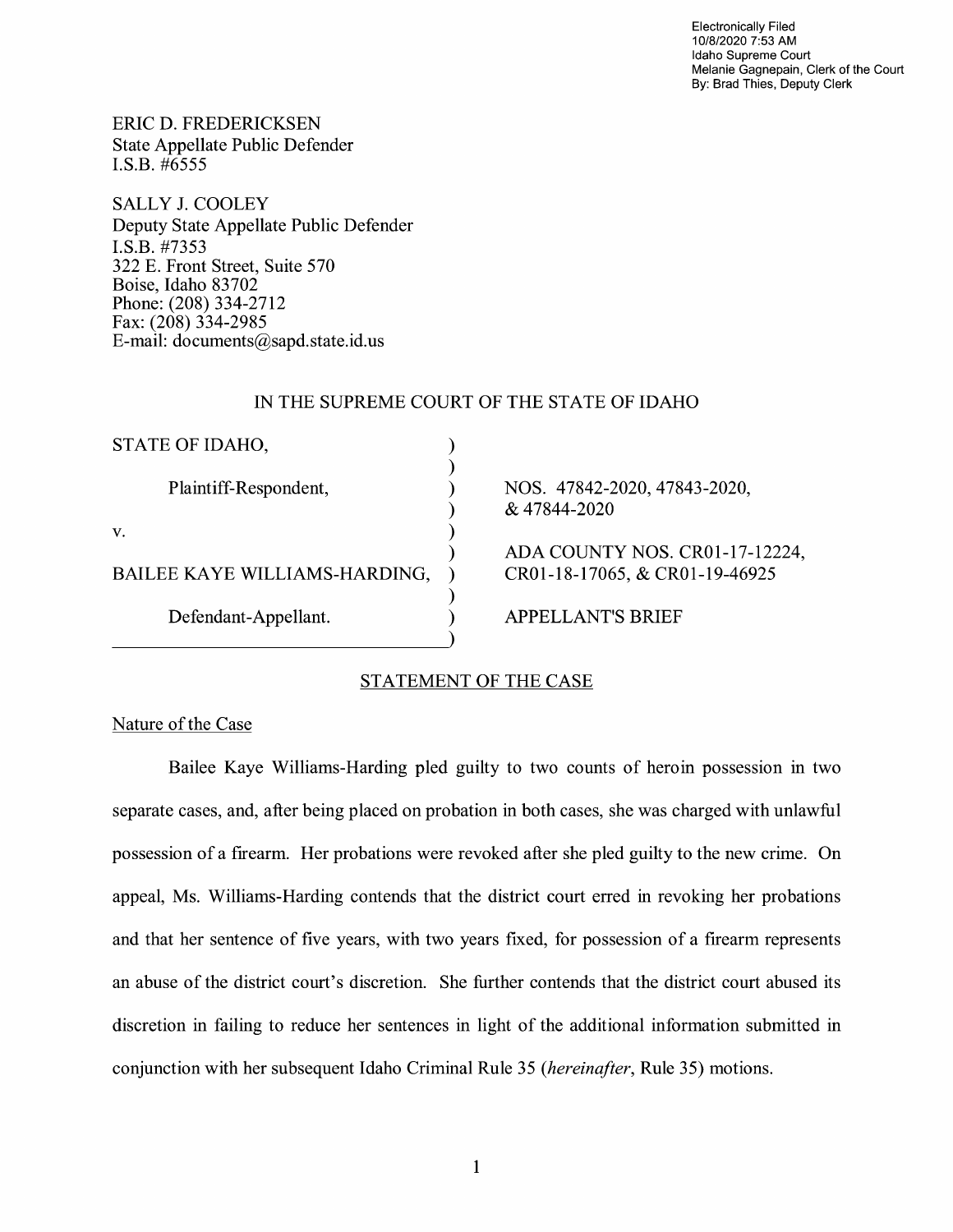Electronically Filed
10/8/2020 7:53 AM
Idaho Supreme Court
Melanie Gagnepain, Clerk of the Court
By: Brad Thies, Deputy Clerk

ERIC D. FREDERICKSEN
State Appellate Public Defender
I.S.B. #6555

SALLY J. COOLEY
Deputy State Appellate Public Defender
I.S.B. #7353
322 E. Front Street, Suite 570
Boise, Idaho 83702
Phone: (208) 334-2712
Fax: (208) 334-2985
E-mail: documents@sapd.state.id.us

IN THE SUPREME COURT OF THE STATE OF IDAHO

| | |
|---|---|
| STATE OF IDAHO,<br><br>Plaintiff-Respondent,<br><br>v.<br><br>BAILEE KAYE WILLIAMS-HARDING,<br><br>Defendant-Appellant. | NOS. 47842-2020, 47843-2020, & 47844-2020<br><br>ADA COUNTY NOS. CR01-17-12224, CR01-18-17065, & CR01-19-46925<br><br>APPELLANT'S BRIEF |

## STATEMENT OF THE CASE

### Nature of the Case

Bailee Kaye Williams-Harding pled guilty to two counts of heroin possession in two separate cases, and, after being placed on probation in both cases, she was charged with unlawful possession of a firearm. Her probations were revoked after she pled guilty to the new crime. On appeal, Ms. Williams-Harding contends that the district court erred in revoking her probations and that her sentence of five years, with two years fixed, for possession of a firearm represents an abuse of the district court's discretion. She further contends that the district court abused its discretion in failing to reduce her sentences in light of the additional information submitted in conjunction with her subsequent Idaho Criminal Rule 35 (*hereinafter*, Rule 35) motions.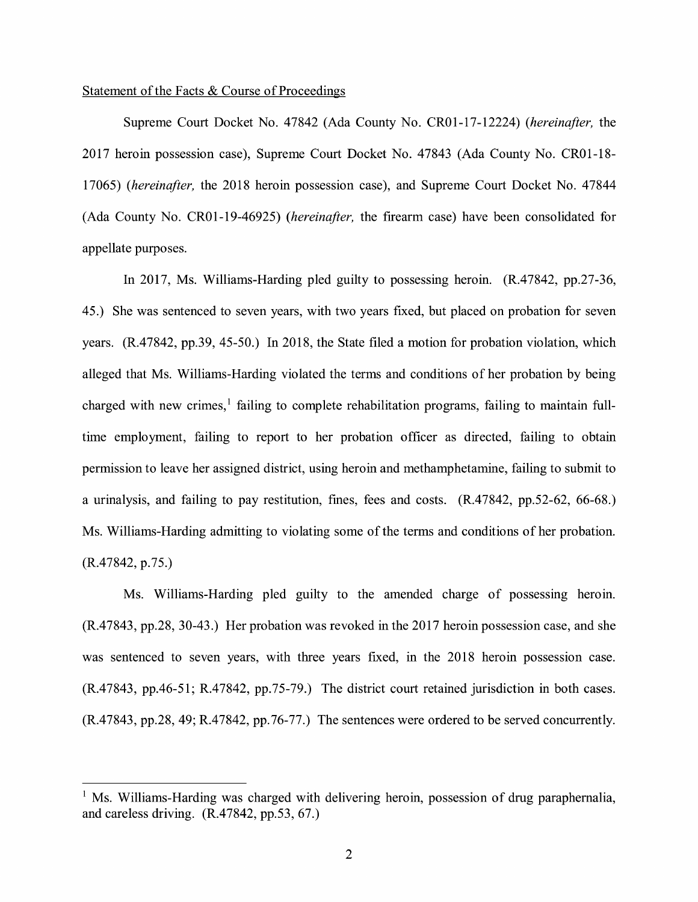Statement of the Facts & Course of Proceedings

Supreme Court Docket No. 47842 (Ada County No. CR01-17-12224) (*hereinafter,* the 2017 heroin possession case), Supreme Court Docket No. 47843 (Ada County No. CR01-18-17065) (*hereinafter,* the 2018 heroin possession case), and Supreme Court Docket No. 47844 (Ada County No. CR01-19-46925) (*hereinafter,* the firearm case) have been consolidated for appellate purposes.

In 2017, Ms. Williams-Harding pled guilty to possessing heroin. (R.47842, pp.27-36, 45.) She was sentenced to seven years, with two years fixed, but placed on probation for seven years. (R.47842, pp.39, 45-50.) In 2018, the State filed a motion for probation violation, which alleged that Ms. Williams-Harding violated the terms and conditions of her probation by being charged with new crimes,[1] failing to complete rehabilitation programs, failing to maintain full-time employment, failing to report to her probation officer as directed, failing to obtain permission to leave her assigned district, using heroin and methamphetamine, failing to submit to a urinalysis, and failing to pay restitution, fines, fees and costs. (R.47842, pp.52-62, 66-68.) Ms. Williams-Harding admitting to violating some of the terms and conditions of her probation. (R.47842, p.75.)

Ms. Williams-Harding pled guilty to the amended charge of possessing heroin. (R.47843, pp.28, 30-43.) Her probation was revoked in the 2017 heroin possession case, and she was sentenced to seven years, with three years fixed, in the 2018 heroin possession case. (R.47843, pp.46-51; R.47842, pp.75-79.) The district court retained jurisdiction in both cases. (R.47843, pp.28, 49; R.47842, pp.76-77.) The sentences were ordered to be served concurrently.

---

[1] Ms. Williams-Harding was charged with delivering heroin, possession of drug paraphernalia, and careless driving. (R.47842, pp.53, 67.)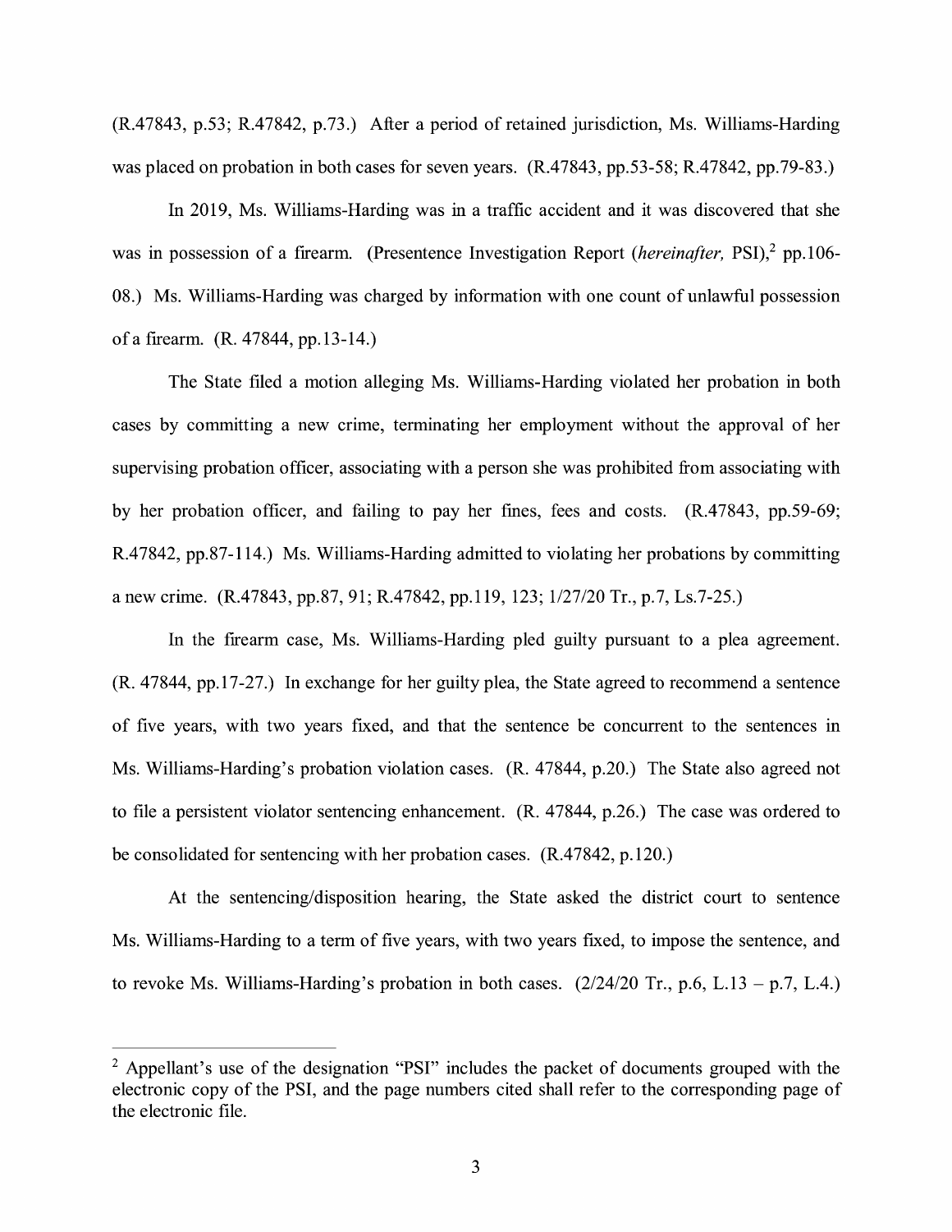(R.47843, p.53; R.47842, p.73.) After a period of retained jurisdiction, Ms. Williams-Harding was placed on probation in both cases for seven years. (R.47843, pp.53-58; R.47842, pp.79-83.)

In 2019, Ms. Williams-Harding was in a traffic accident and it was discovered that she was in possession of a firearm. (Presentence Investigation Report (*hereinafter,* PSI),[2] pp.106-08.) Ms. Williams-Harding was charged by information with one count of unlawful possession of a firearm. (R. 47844, pp.13-14.)

The State filed a motion alleging Ms. Williams-Harding violated her probation in both cases by committing a new crime, terminating her employment without the approval of her supervising probation officer, associating with a person she was prohibited from associating with by her probation officer, and failing to pay her fines, fees and costs. (R.47843, pp.59-69; R.47842, pp.87-114.) Ms. Williams-Harding admitted to violating her probations by committing a new crime. (R.47843, pp.87, 91; R.47842, pp.119, 123; 1/27/20 Tr., p.7, Ls.7-25.)

In the firearm case, Ms. Williams-Harding pled guilty pursuant to a plea agreement. (R. 47844, pp.17-27.) In exchange for her guilty plea, the State agreed to recommend a sentence of five years, with two years fixed, and that the sentence be concurrent to the sentences in Ms. Williams-Harding's probation violation cases. (R. 47844, p.20.) The State also agreed not to file a persistent violator sentencing enhancement. (R. 47844, p.26.) The case was ordered to be consolidated for sentencing with her probation cases. (R.47842, p.120.)

At the sentencing/disposition hearing, the State asked the district court to sentence Ms. Williams-Harding to a term of five years, with two years fixed, to impose the sentence, and to revoke Ms. Williams-Harding's probation in both cases. (2/24/20 Tr., p.6, L.13 – p.7, L.4.)

---

[2] Appellant's use of the designation "PSI" includes the packet of documents grouped with the electronic copy of the PSI, and the page numbers cited shall refer to the corresponding page of the electronic file.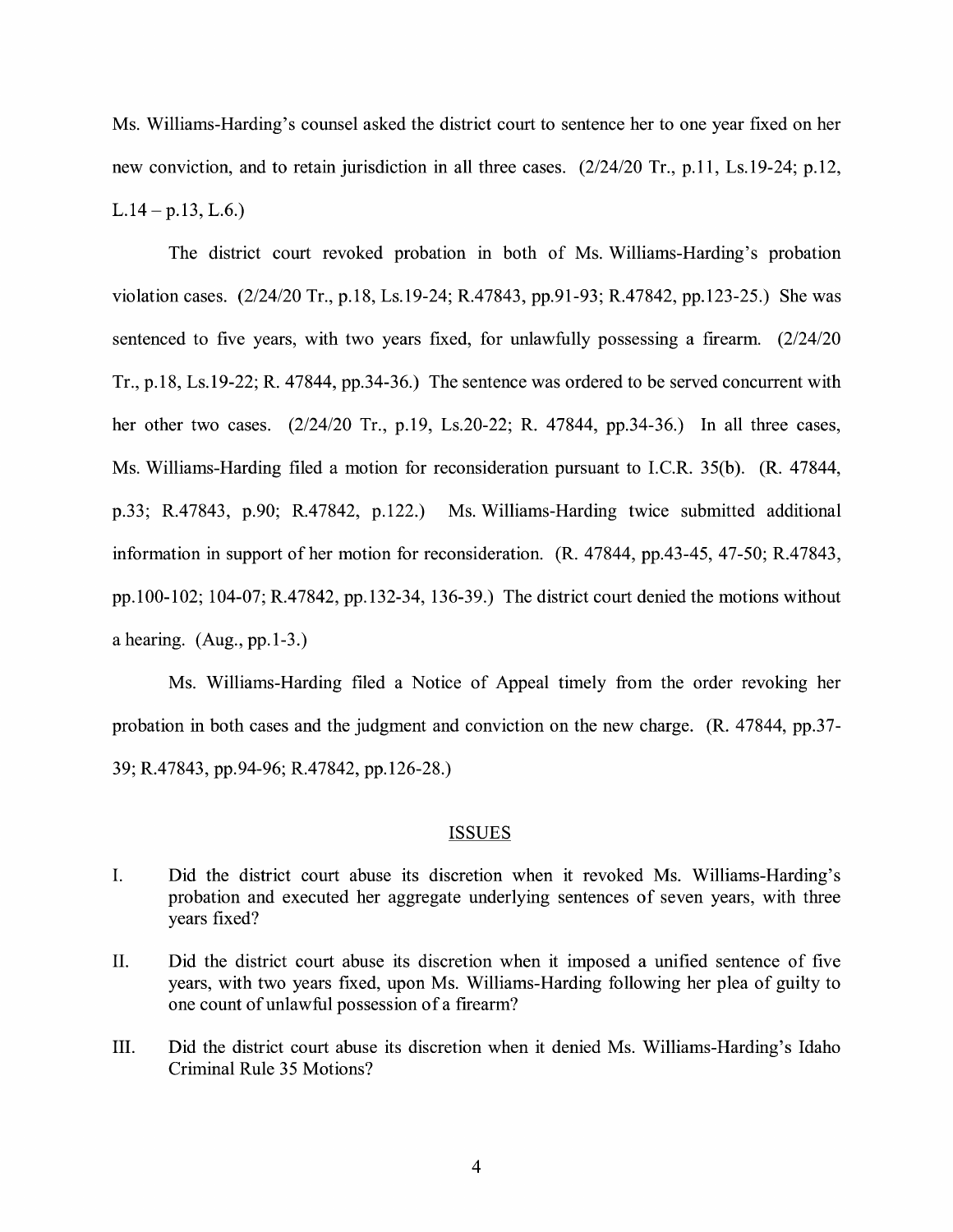Ms. Williams-Harding's counsel asked the district court to sentence her to one year fixed on her new conviction, and to retain jurisdiction in all three cases. (2/24/20 Tr., p.11, Ls.19-24; p.12, L.14 – p.13, L.6.)

The district court revoked probation in both of Ms. Williams-Harding's probation violation cases. (2/24/20 Tr., p.18, Ls.19-24; R.47843, pp.91-93; R.47842, pp.123-25.) She was sentenced to five years, with two years fixed, for unlawfully possessing a firearm. (2/24/20 Tr., p.18, Ls.19-22; R. 47844, pp.34-36.) The sentence was ordered to be served concurrent with her other two cases. (2/24/20 Tr., p.19, Ls.20-22; R. 47844, pp.34-36.) In all three cases, Ms. Williams-Harding filed a motion for reconsideration pursuant to I.C.R. 35(b). (R. 47844, p.33; R.47843, p.90; R.47842, p.122.) Ms. Williams-Harding twice submitted additional information in support of her motion for reconsideration. (R. 47844, pp.43-45, 47-50; R.47843, pp.100-102; 104-07; R.47842, pp.132-34, 136-39.) The district court denied the motions without a hearing. (Aug., pp.1-3.)

Ms. Williams-Harding filed a Notice of Appeal timely from the order revoking her probation in both cases and the judgment and conviction on the new charge. (R. 47844, pp.37-39; R.47843, pp.94-96; R.47842, pp.126-28.)

## ISSUES

I. Did the district court abuse its discretion when it revoked Ms. Williams-Harding's probation and executed her aggregate underlying sentences of seven years, with three years fixed?

II. Did the district court abuse its discretion when it imposed a unified sentence of five years, with two years fixed, upon Ms. Williams-Harding following her plea of guilty to one count of unlawful possession of a firearm?

III. Did the district court abuse its discretion when it denied Ms. Williams-Harding's Idaho Criminal Rule 35 Motions?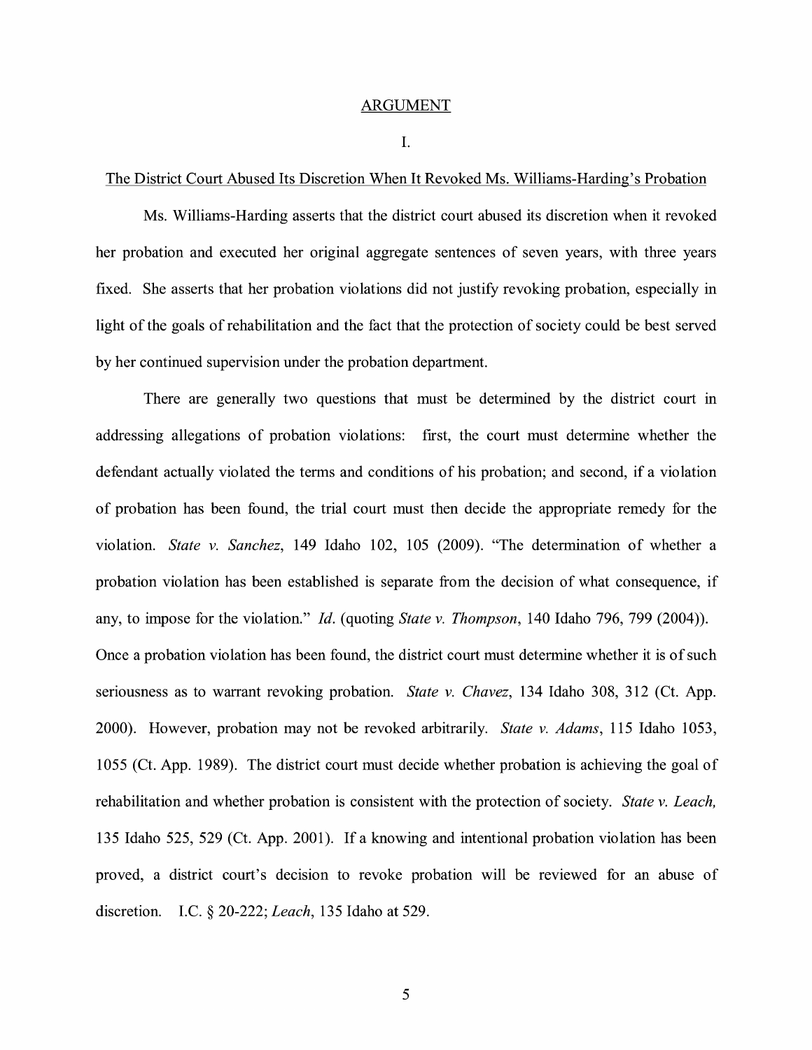## ARGUMENT

### I.

### The District Court Abused Its Discretion When It Revoked Ms. Williams-Harding's Probation

Ms. Williams-Harding asserts that the district court abused its discretion when it revoked her probation and executed her original aggregate sentences of seven years, with three years fixed. She asserts that her probation violations did not justify revoking probation, especially in light of the goals of rehabilitation and the fact that the protection of society could be best served by her continued supervision under the probation department.

There are generally two questions that must be determined by the district court in addressing allegations of probation violations: first, the court must determine whether the defendant actually violated the terms and conditions of his probation; and second, if a violation of probation has been found, the trial court must then decide the appropriate remedy for the violation. *State v. Sanchez*, 149 Idaho 102, 105 (2009). "The determination of whether a probation violation has been established is separate from the decision of what consequence, if any, to impose for the violation." *Id.* (quoting *State v. Thompson*, 140 Idaho 796, 799 (2004)). Once a probation violation has been found, the district court must determine whether it is of such seriousness as to warrant revoking probation. *State v. Chavez*, 134 Idaho 308, 312 (Ct. App. 2000). However, probation may not be revoked arbitrarily. *State v. Adams*, 115 Idaho 1053, 1055 (Ct. App. 1989). The district court must decide whether probation is achieving the goal of rehabilitation and whether probation is consistent with the protection of society. *State v. Leach,* 135 Idaho 525, 529 (Ct. App. 2001). If a knowing and intentional probation violation has been proved, a district court's decision to revoke probation will be reviewed for an abuse of discretion. I.C. § 20-222; *Leach*, 135 Idaho at 529.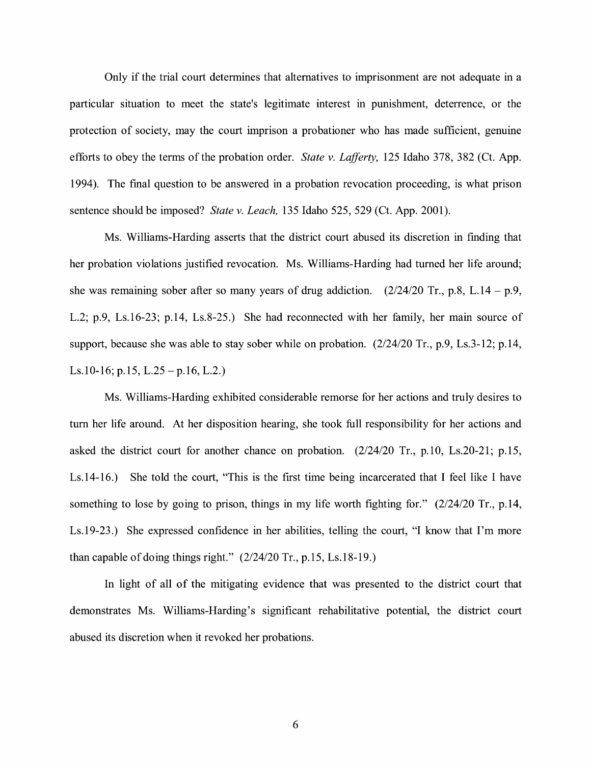Only if the trial court determines that alternatives to imprisonment are not adequate in a particular situation to meet the state's legitimate interest in punishment, deterrence, or the protection of society, may the court imprison a probationer who has made sufficient, genuine efforts to obey the terms of the probation order. *State v. Lafferty,* 125 Idaho 378, 382 (Ct. App. 1994). The final question to be answered in a probation revocation proceeding, is what prison sentence should be imposed? *State v. Leach,* 135 Idaho 525, 529 (Ct. App. 2001).

Ms. Williams-Harding asserts that the district court abused its discretion in finding that her probation violations justified revocation. Ms. Williams-Harding had turned her life around; she was remaining sober after so many years of drug addiction. (2/24/20 Tr., p.8, L.14 – p.9, L.2; p.9, Ls.16-23; p.14, Ls.8-25.) She had reconnected with her family, her main source of support, because she was able to stay sober while on probation. (2/24/20 Tr., p.9, Ls.3-12; p.14, Ls.10-16; p.15, L.25 – p.16, L.2.)

Ms. Williams-Harding exhibited considerable remorse for her actions and truly desires to turn her life around. At her disposition hearing, she took full responsibility for her actions and asked the district court for another chance on probation. (2/24/20 Tr., p.10, Ls.20-21; p.15, Ls.14-16.) She told the court, "This is the first time being incarcerated that I feel like I have something to lose by going to prison, things in my life worth fighting for." (2/24/20 Tr., p.14, Ls.19-23.) She expressed confidence in her abilities, telling the court, "I know that I'm more than capable of doing things right." (2/24/20 Tr., p.15, Ls.18-19.)

In light of all of the mitigating evidence that was presented to the district court that demonstrates Ms. Williams-Harding's significant rehabilitative potential, the district court abused its discretion when it revoked her probations.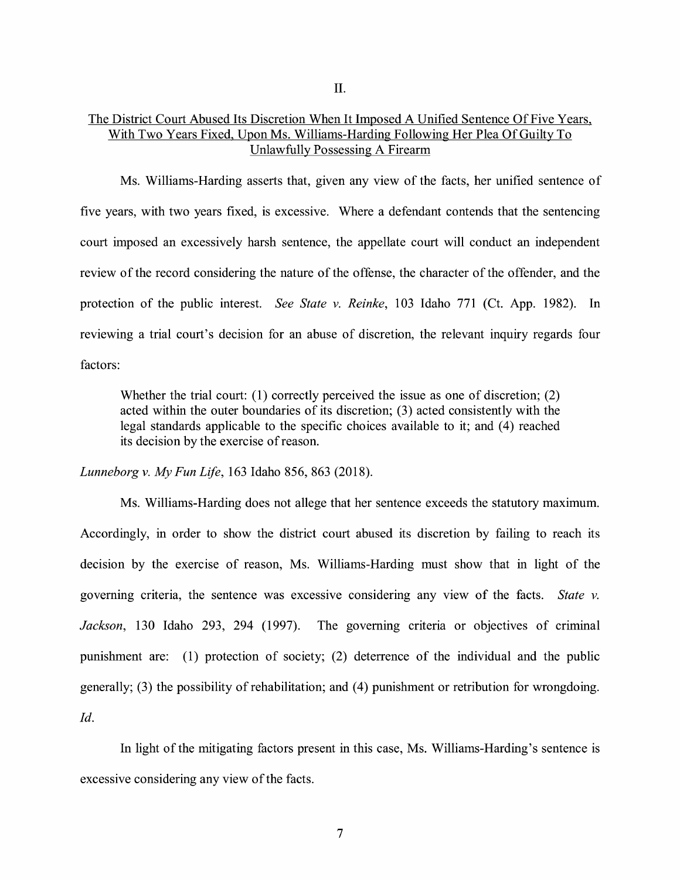## II.

## The District Court Abused Its Discretion When It Imposed A Unified Sentence Of Five Years, With Two Years Fixed, Upon Ms. Williams-Harding Following Her Plea Of Guilty To Unlawfully Possessing A Firearm

Ms. Williams-Harding asserts that, given any view of the facts, her unified sentence of five years, with two years fixed, is excessive. Where a defendant contends that the sentencing court imposed an excessively harsh sentence, the appellate court will conduct an independent review of the record considering the nature of the offense, the character of the offender, and the protection of the public interest. *See State v. Reinke*, 103 Idaho 771 (Ct. App. 1982). In reviewing a trial court's decision for an abuse of discretion, the relevant inquiry regards four factors:

> Whether the trial court: (1) correctly perceived the issue as one of discretion; (2) acted within the outer boundaries of its discretion; (3) acted consistently with the legal standards applicable to the specific choices available to it; and (4) reached its decision by the exercise of reason.

*Lunneborg v. My Fun Life*, 163 Idaho 856, 863 (2018).

Ms. Williams-Harding does not allege that her sentence exceeds the statutory maximum. Accordingly, in order to show the district court abused its discretion by failing to reach its decision by the exercise of reason, Ms. Williams-Harding must show that in light of the governing criteria, the sentence was excessive considering any view of the facts. *State v. Jackson*, 130 Idaho 293, 294 (1997). The governing criteria or objectives of criminal punishment are: (1) protection of society; (2) deterrence of the individual and the public generally; (3) the possibility of rehabilitation; and (4) punishment or retribution for wrongdoing. *Id*.

In light of the mitigating factors present in this case, Ms. Williams-Harding's sentence is excessive considering any view of the facts.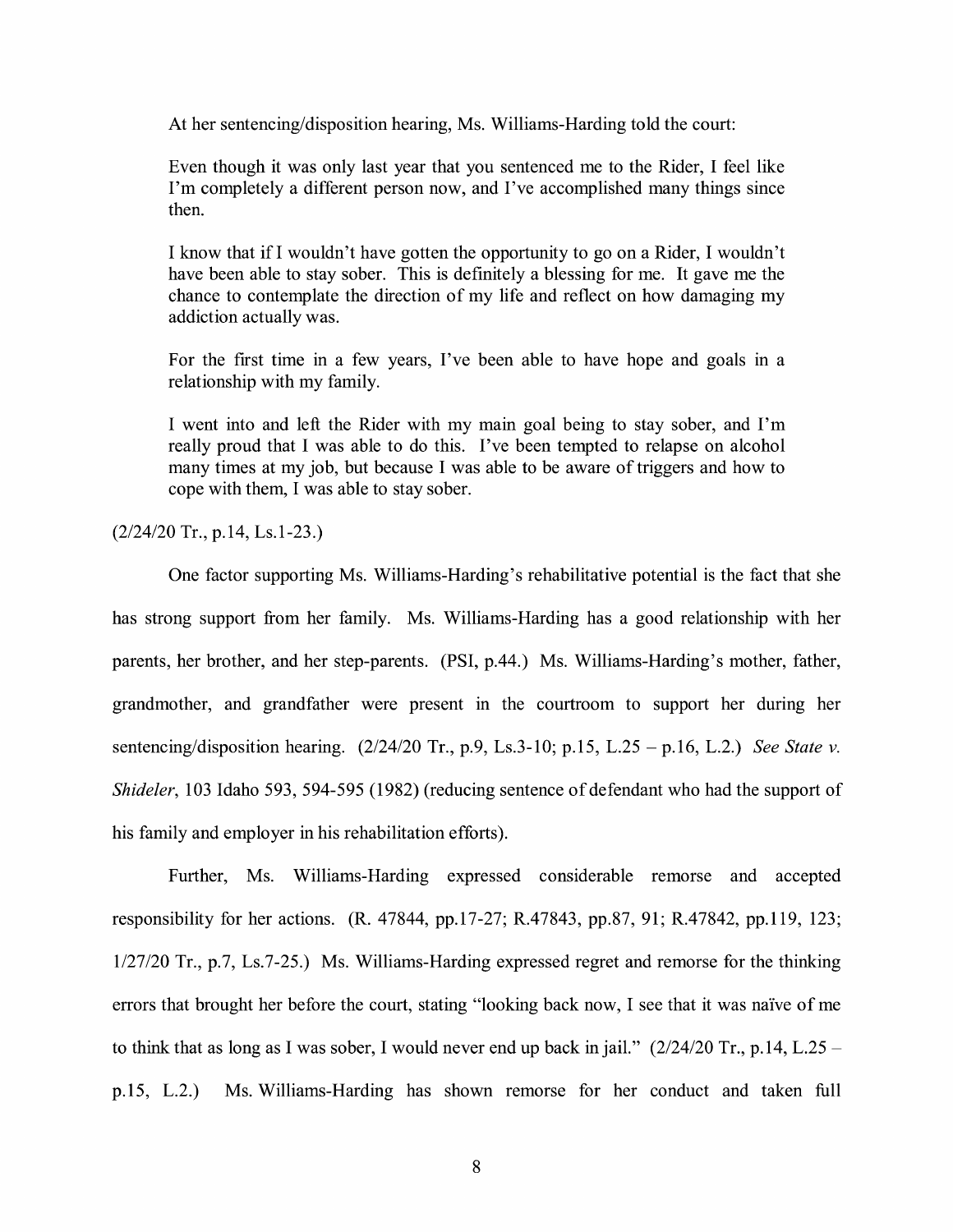At her sentencing/disposition hearing, Ms. Williams-Harding told the court:

> Even though it was only last year that you sentenced me to the Rider, I feel like I'm completely a different person now, and I've accomplished many things since then.
>
> I know that if I wouldn't have gotten the opportunity to go on a Rider, I wouldn't have been able to stay sober. This is definitely a blessing for me. It gave me the chance to contemplate the direction of my life and reflect on how damaging my addiction actually was.
>
> For the first time in a few years, I've been able to have hope and goals in a relationship with my family.
>
> I went into and left the Rider with my main goal being to stay sober, and I'm really proud that I was able to do this. I've been tempted to relapse on alcohol many times at my job, but because I was able to be aware of triggers and how to cope with them, I was able to stay sober.

(2/24/20 Tr., p.14, Ls.1-23.)

One factor supporting Ms. Williams-Harding's rehabilitative potential is the fact that she has strong support from her family. Ms. Williams-Harding has a good relationship with her parents, her brother, and her step-parents. (PSI, p.44.) Ms. Williams-Harding's mother, father, grandmother, and grandfather were present in the courtroom to support her during her sentencing/disposition hearing. (2/24/20 Tr., p.9, Ls.3-10; p.15, L.25 – p.16, L.2.) *See State v. Shideler*, 103 Idaho 593, 594-595 (1982) (reducing sentence of defendant who had the support of his family and employer in his rehabilitation efforts).

Further, Ms. Williams-Harding expressed considerable remorse and accepted responsibility for her actions. (R. 47844, pp.17-27; R.47843, pp.87, 91; R.47842, pp.119, 123; 1/27/20 Tr., p.7, Ls.7-25.) Ms. Williams-Harding expressed regret and remorse for the thinking errors that brought her before the court, stating "looking back now, I see that it was naïve of me to think that as long as I was sober, I would never end up back in jail." (2/24/20 Tr., p.14, L.25 – p.15, L.2.) Ms. Williams-Harding has shown remorse for her conduct and taken full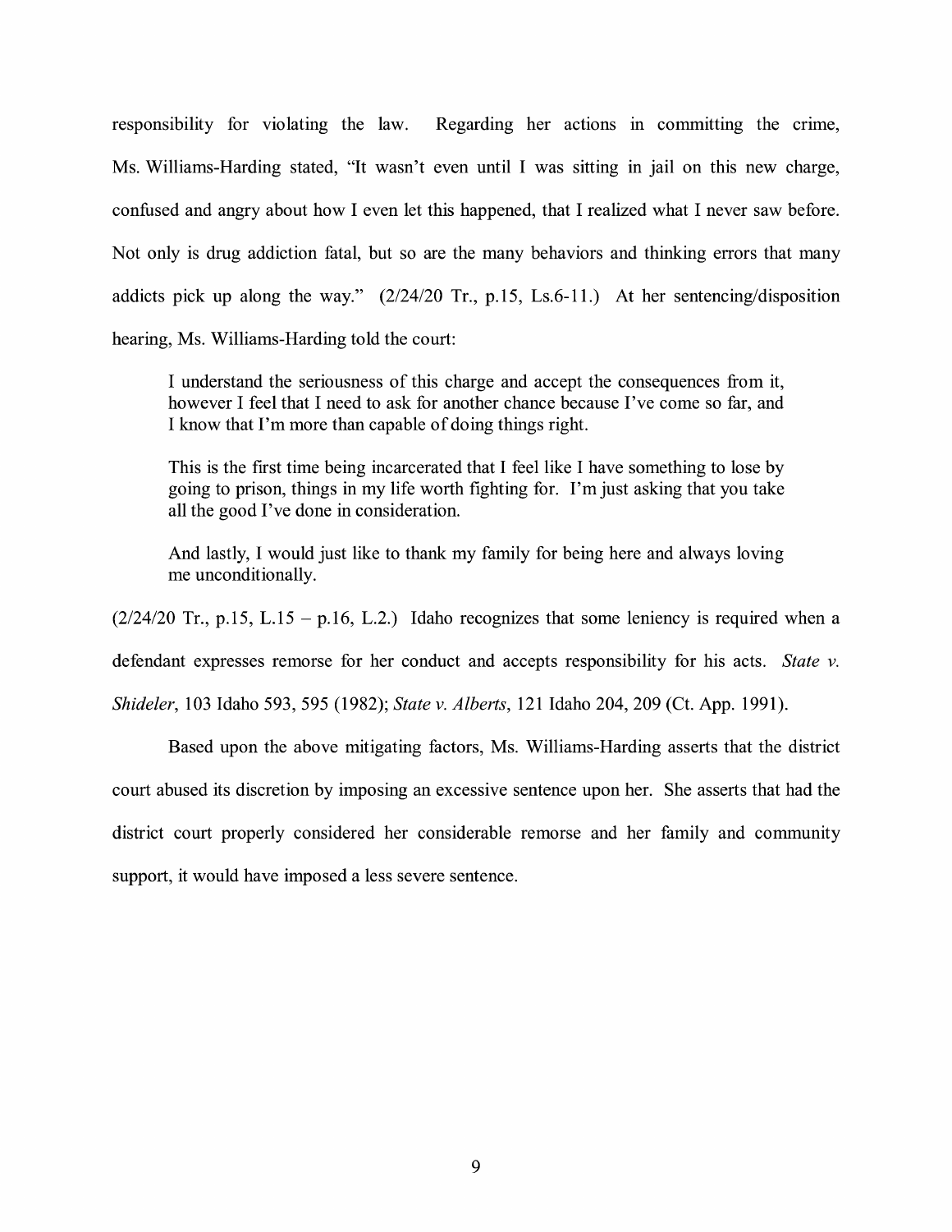responsibility for violating the law. Regarding her actions in committing the crime, Ms. Williams-Harding stated, "It wasn't even until I was sitting in jail on this new charge, confused and angry about how I even let this happened, that I realized what I never saw before. Not only is drug addiction fatal, but so are the many behaviors and thinking errors that many addicts pick up along the way." (2/24/20 Tr., p.15, Ls.6-11.) At her sentencing/disposition hearing, Ms. Williams-Harding told the court:

> I understand the seriousness of this charge and accept the consequences from it, however I feel that I need to ask for another chance because I've come so far, and I know that I'm more than capable of doing things right.
>
> This is the first time being incarcerated that I feel like I have something to lose by going to prison, things in my life worth fighting for. I'm just asking that you take all the good I've done in consideration.
>
> And lastly, I would just like to thank my family for being here and always loving me unconditionally.

(2/24/20 Tr., p.15, L.15 – p.16, L.2.) Idaho recognizes that some leniency is required when a defendant expresses remorse for her conduct and accepts responsibility for his acts. *State v. Shideler*, 103 Idaho 593, 595 (1982); *State v. Alberts*, 121 Idaho 204, 209 (Ct. App. 1991).

Based upon the above mitigating factors, Ms. Williams-Harding asserts that the district court abused its discretion by imposing an excessive sentence upon her. She asserts that had the district court properly considered her considerable remorse and her family and community support, it would have imposed a less severe sentence.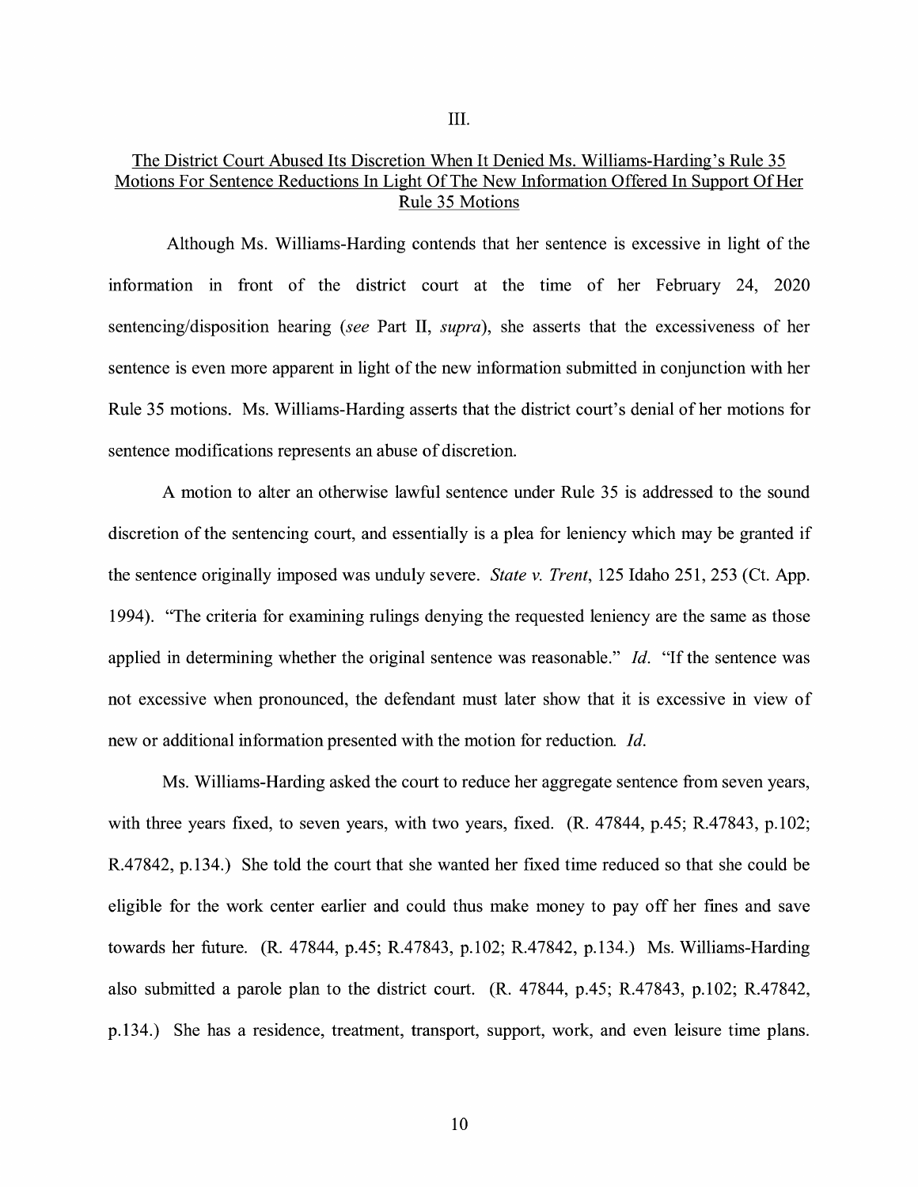III.

## The District Court Abused Its Discretion When It Denied Ms. Williams-Harding's Rule 35 Motions For Sentence Reductions In Light Of The New Information Offered In Support Of Her Rule 35 Motions

Although Ms. Williams-Harding contends that her sentence is excessive in light of the information in front of the district court at the time of her February 24, 2020 sentencing/disposition hearing (*see* Part II, *supra*), she asserts that the excessiveness of her sentence is even more apparent in light of the new information submitted in conjunction with her Rule 35 motions. Ms. Williams-Harding asserts that the district court's denial of her motions for sentence modifications represents an abuse of discretion.

A motion to alter an otherwise lawful sentence under Rule 35 is addressed to the sound discretion of the sentencing court, and essentially is a plea for leniency which may be granted if the sentence originally imposed was unduly severe. *State v. Trent*, 125 Idaho 251, 253 (Ct. App. 1994). "The criteria for examining rulings denying the requested leniency are the same as those applied in determining whether the original sentence was reasonable." *Id*. "If the sentence was not excessive when pronounced, the defendant must later show that it is excessive in view of new or additional information presented with the motion for reduction. *Id*.

Ms. Williams-Harding asked the court to reduce her aggregate sentence from seven years, with three years fixed, to seven years, with two years, fixed. (R. 47844, p.45; R.47843, p.102; R.47842, p.134.) She told the court that she wanted her fixed time reduced so that she could be eligible for the work center earlier and could thus make money to pay off her fines and save towards her future. (R. 47844, p.45; R.47843, p.102; R.47842, p.134.) Ms. Williams-Harding also submitted a parole plan to the district court. (R. 47844, p.45; R.47843, p.102; R.47842, p.134.) She has a residence, treatment, transport, support, work, and even leisure time plans.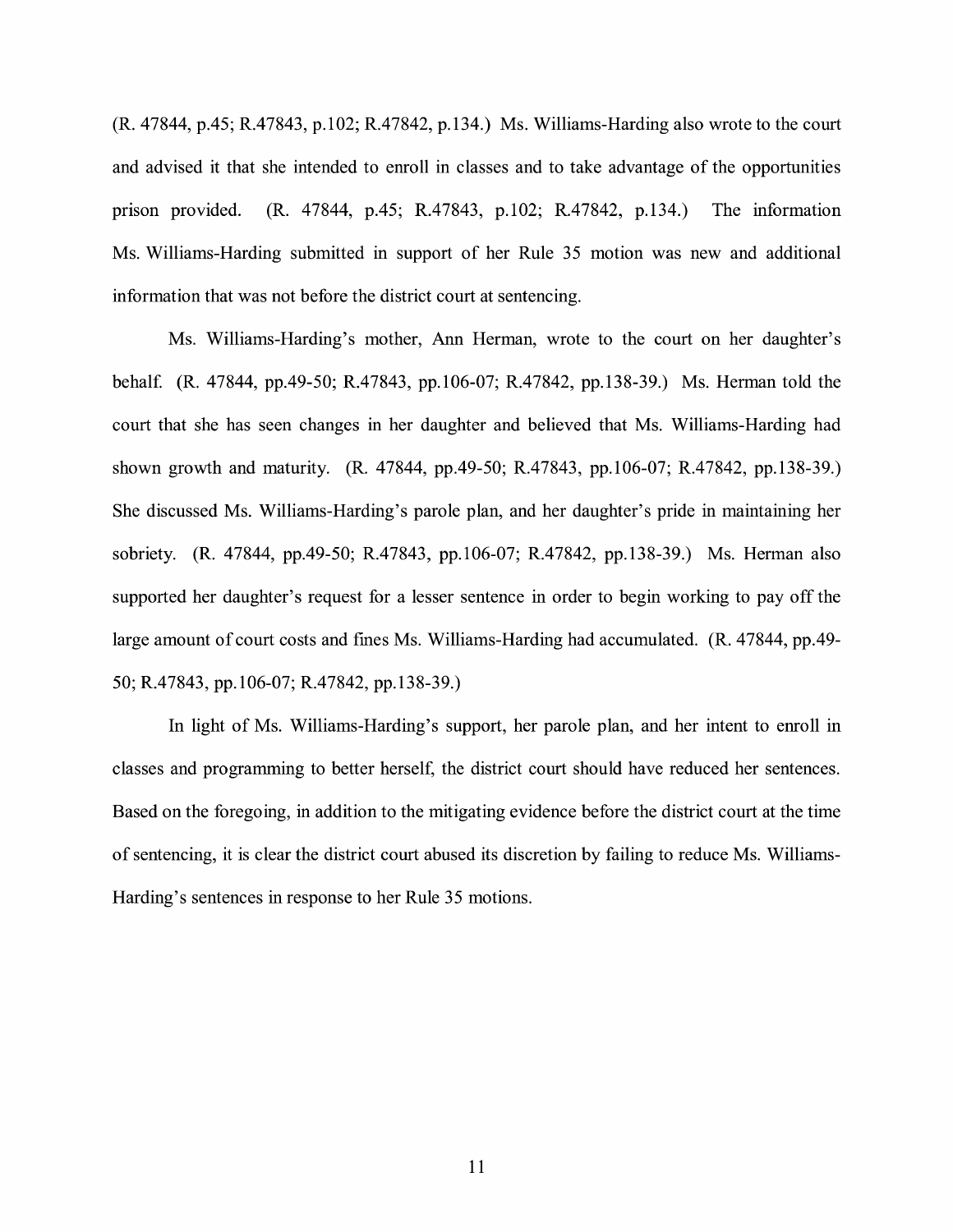(R. 47844, p.45; R.47843, p.102; R.47842, p.134.) Ms. Williams-Harding also wrote to the court and advised it that she intended to enroll in classes and to take advantage of the opportunities prison provided. (R. 47844, p.45; R.47843, p.102; R.47842, p.134.) The information Ms. Williams-Harding submitted in support of her Rule 35 motion was new and additional information that was not before the district court at sentencing.

Ms. Williams-Harding's mother, Ann Herman, wrote to the court on her daughter's behalf. (R. 47844, pp.49-50; R.47843, pp.106-07; R.47842, pp.138-39.) Ms. Herman told the court that she has seen changes in her daughter and believed that Ms. Williams-Harding had shown growth and maturity. (R. 47844, pp.49-50; R.47843, pp.106-07; R.47842, pp.138-39.) She discussed Ms. Williams-Harding's parole plan, and her daughter's pride in maintaining her sobriety. (R. 47844, pp.49-50; R.47843, pp.106-07; R.47842, pp.138-39.) Ms. Herman also supported her daughter's request for a lesser sentence in order to begin working to pay off the large amount of court costs and fines Ms. Williams-Harding had accumulated. (R. 47844, pp.49-50; R.47843, pp.106-07; R.47842, pp.138-39.)

In light of Ms. Williams-Harding's support, her parole plan, and her intent to enroll in classes and programming to better herself, the district court should have reduced her sentences. Based on the foregoing, in addition to the mitigating evidence before the district court at the time of sentencing, it is clear the district court abused its discretion by failing to reduce Ms. Williams-Harding's sentences in response to her Rule 35 motions.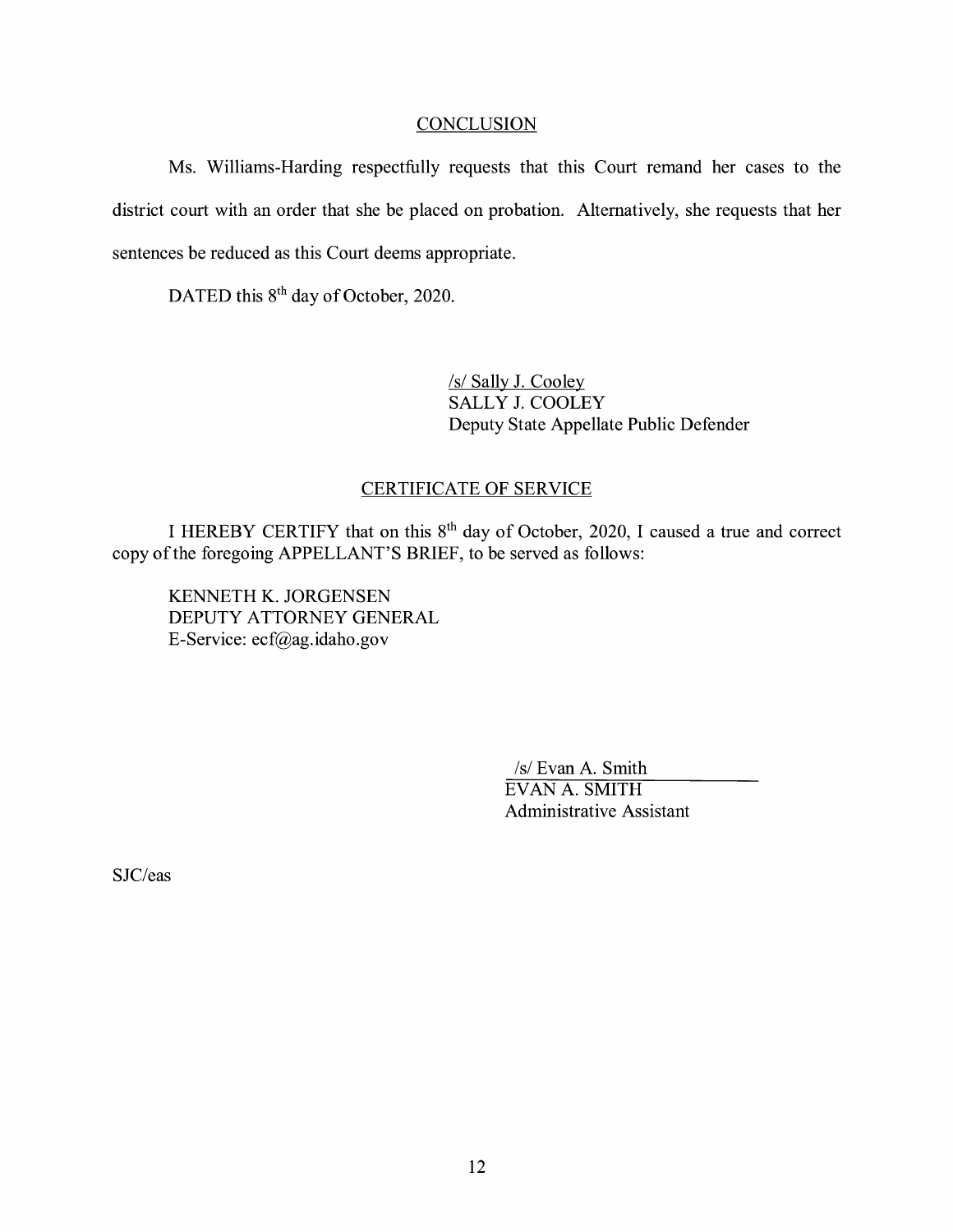## CONCLUSION

Ms. Williams-Harding respectfully requests that this Court remand her cases to the district court with an order that she be placed on probation. Alternatively, she requests that her sentences be reduced as this Court deems appropriate.

DATED this 8th day of October, 2020.

/s/ Sally J. Cooley  
SALLY J. COOLEY  
Deputy State Appellate Public Defender

## CERTIFICATE OF SERVICE

I HEREBY CERTIFY that on this 8th day of October, 2020, I caused a true and correct copy of the foregoing APPELLANT'S BRIEF, to be served as follows:

KENNETH K. JORGENSEN  
DEPUTY ATTORNEY GENERAL  
E-Service: ecf@ag.idaho.gov

/s/ Evan A. Smith  
EVAN A. SMITH  
Administrative Assistant

SJC/eas